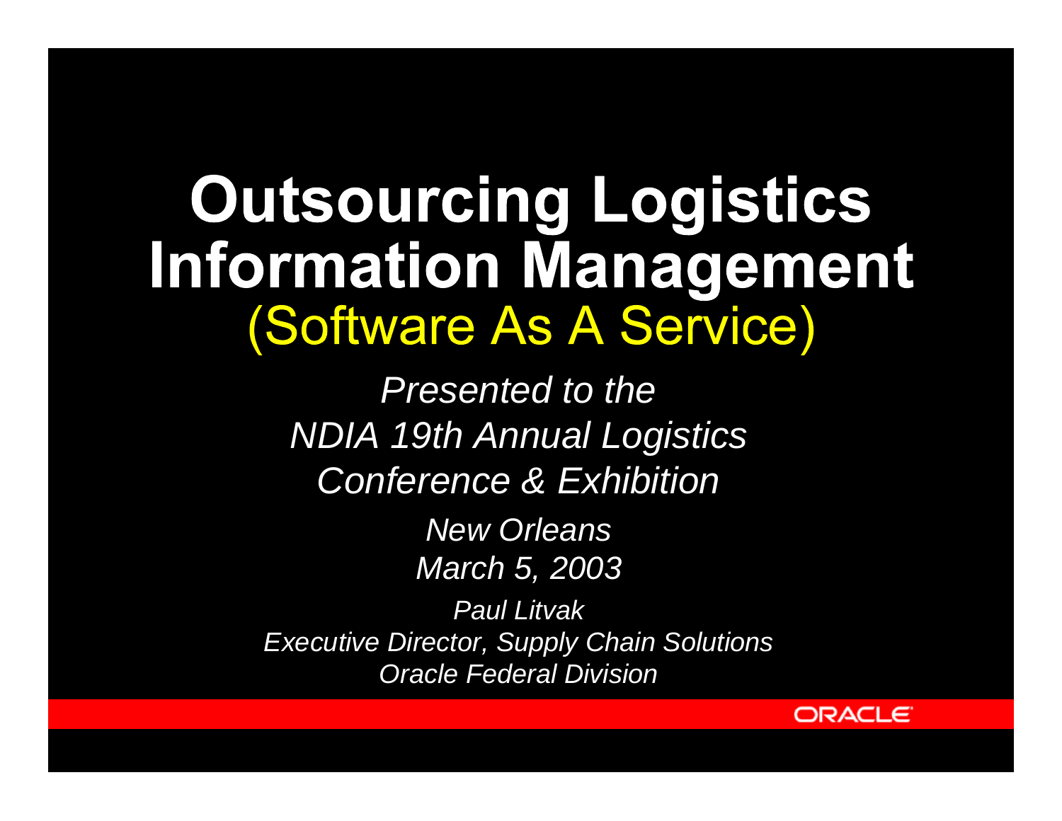# Outsourcing Logistics Information Management

## (Software As A Service)

*Presented to the*
*NDIA 19th Annual Logistics Conference & Exhibition*

*New Orleans*
*March 5, 2003*

*Paul Litvak*
*Executive Director, Supply Chain Solutions*
*Oracle Federal Division*

ORACLE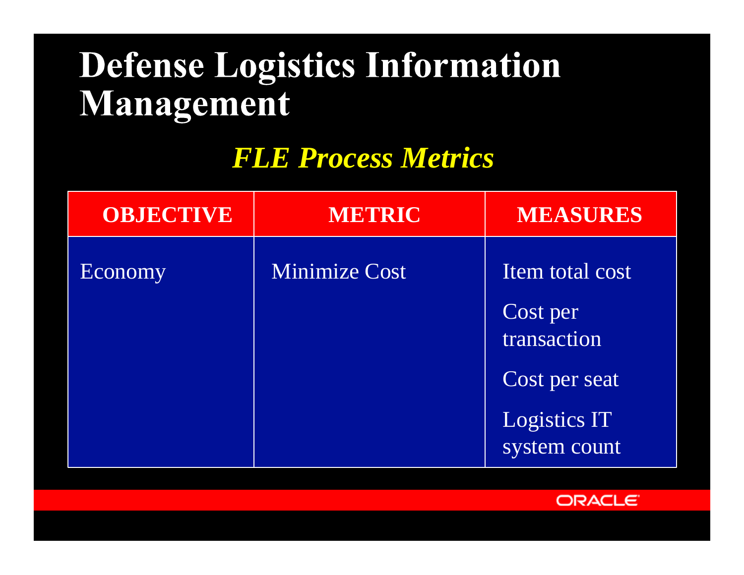# Defense Logistics Information Management

## *FLE Process Metrics*

| OBJECTIVE | METRIC | MEASURES |
| --- | --- | --- |
| Economy | Minimize Cost | Item total cost<br>Cost per transaction<br>Cost per seat<br>Logistics IT system count |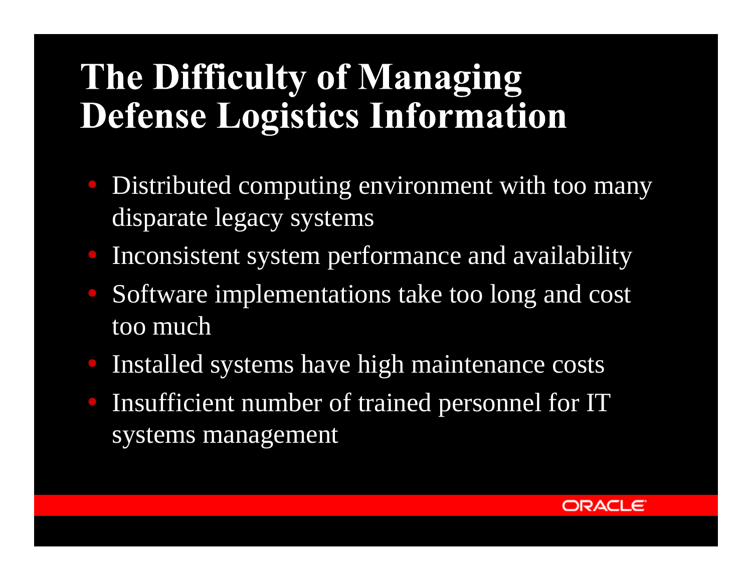# The Difficulty of Managing Defense Logistics Information

- Distributed computing environment with too many disparate legacy systems
- Inconsistent system performance and availability
- Software implementations take too long and cost too much
- Installed systems have high maintenance costs
- Insufficient number of trained personnel for IT systems management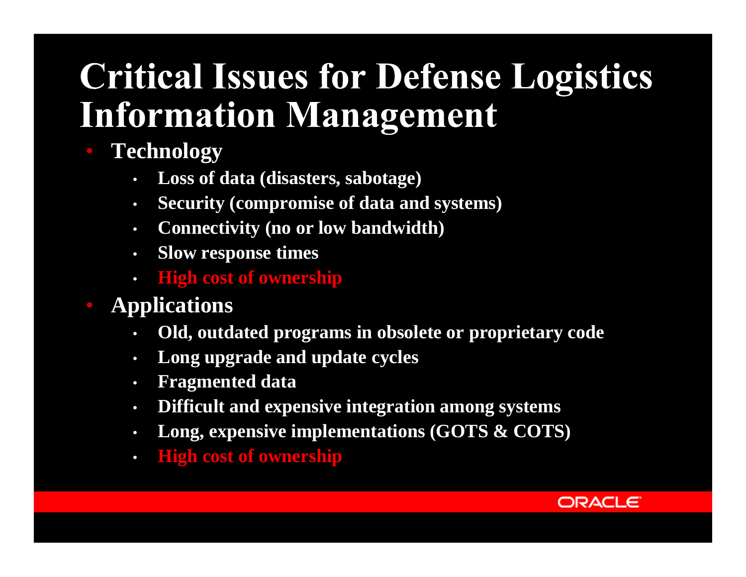# Critical Issues for Defense Logistics Information Management

- **Technology**
  - **Loss of data (disasters, sabotage)**
  - **Security (compromise of data and systems)**
  - **Connectivity (no or low bandwidth)**
  - **Slow response times**
  - **High cost of ownership**
- **Applications**
  - **Old, outdated programs in obsolete or proprietary code**
  - **Long upgrade and update cycles**
  - **Fragmented data**
  - **Difficult and expensive integration among systems**
  - **Long, expensive implementations (GOTS & COTS)**
  - **High cost of ownership**

ORACLE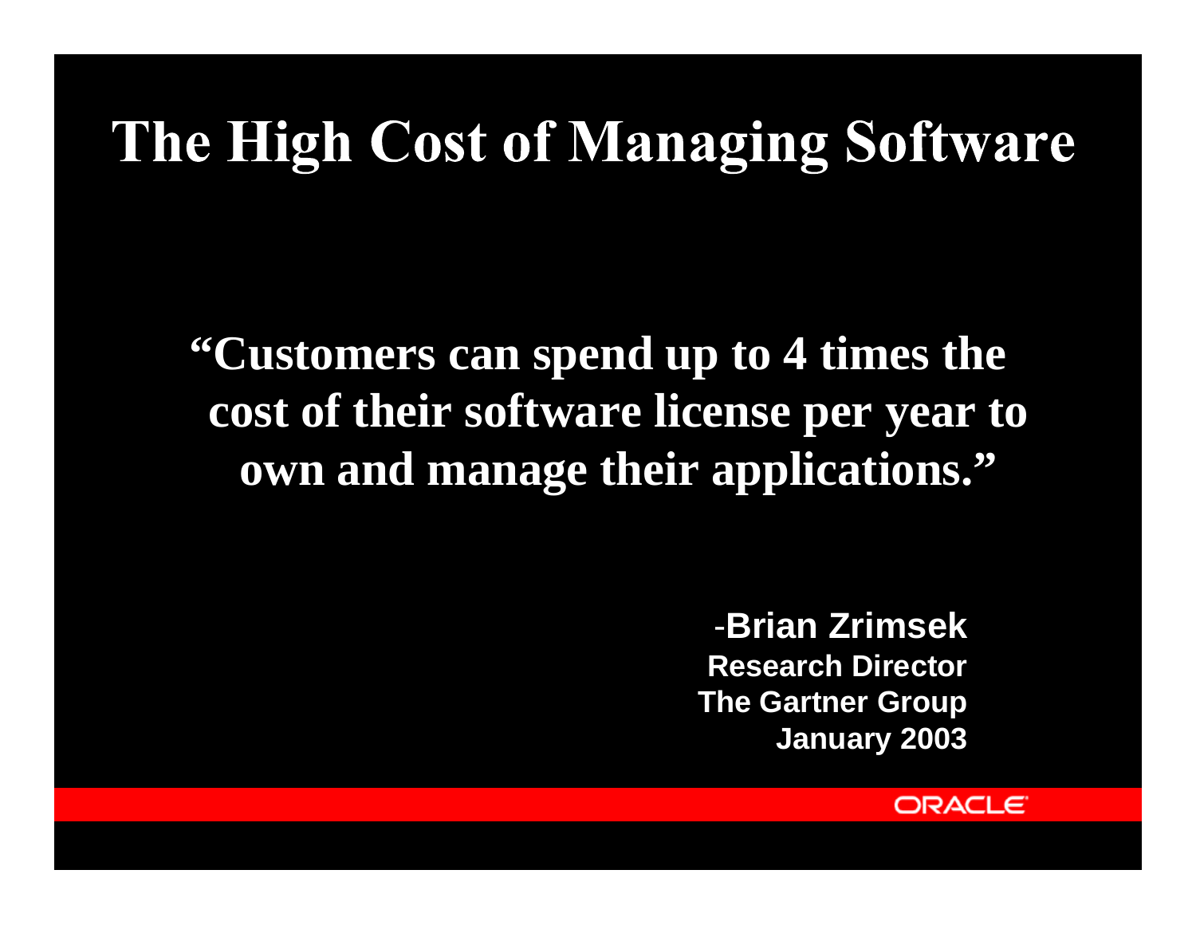# The High Cost of Managing Software

**"Customers can spend up to 4 times the cost of their software license per year to own and manage their applications."**

-**Brian Zrimsek**
**Research Director**
**The Gartner Group**
**January 2003**

ORACLE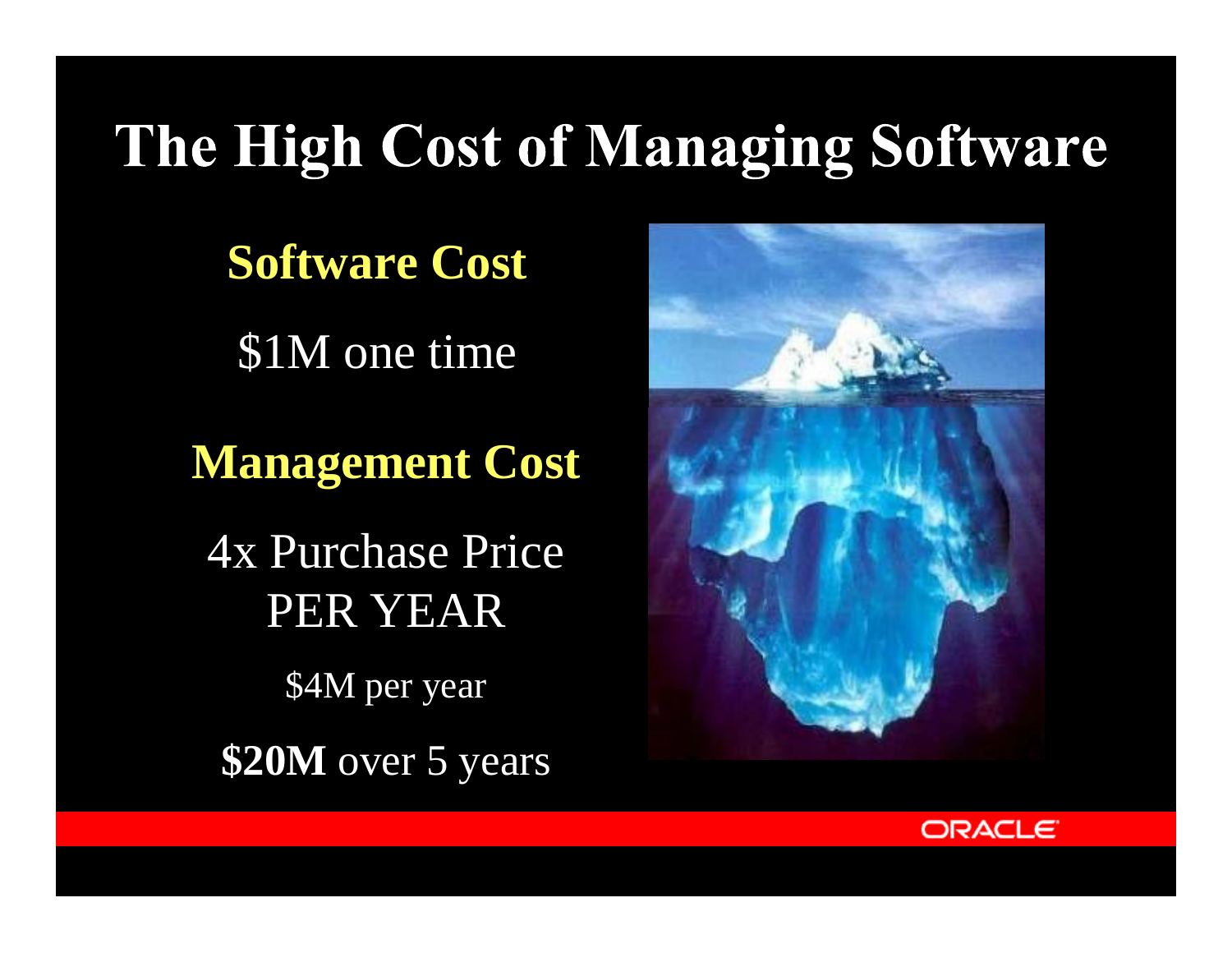# The High Cost of Managing Software

**Software Cost**

$1M one time

**Management Cost**

4x Purchase Price
PER YEAR

$4M per year

**$20M** over 5 years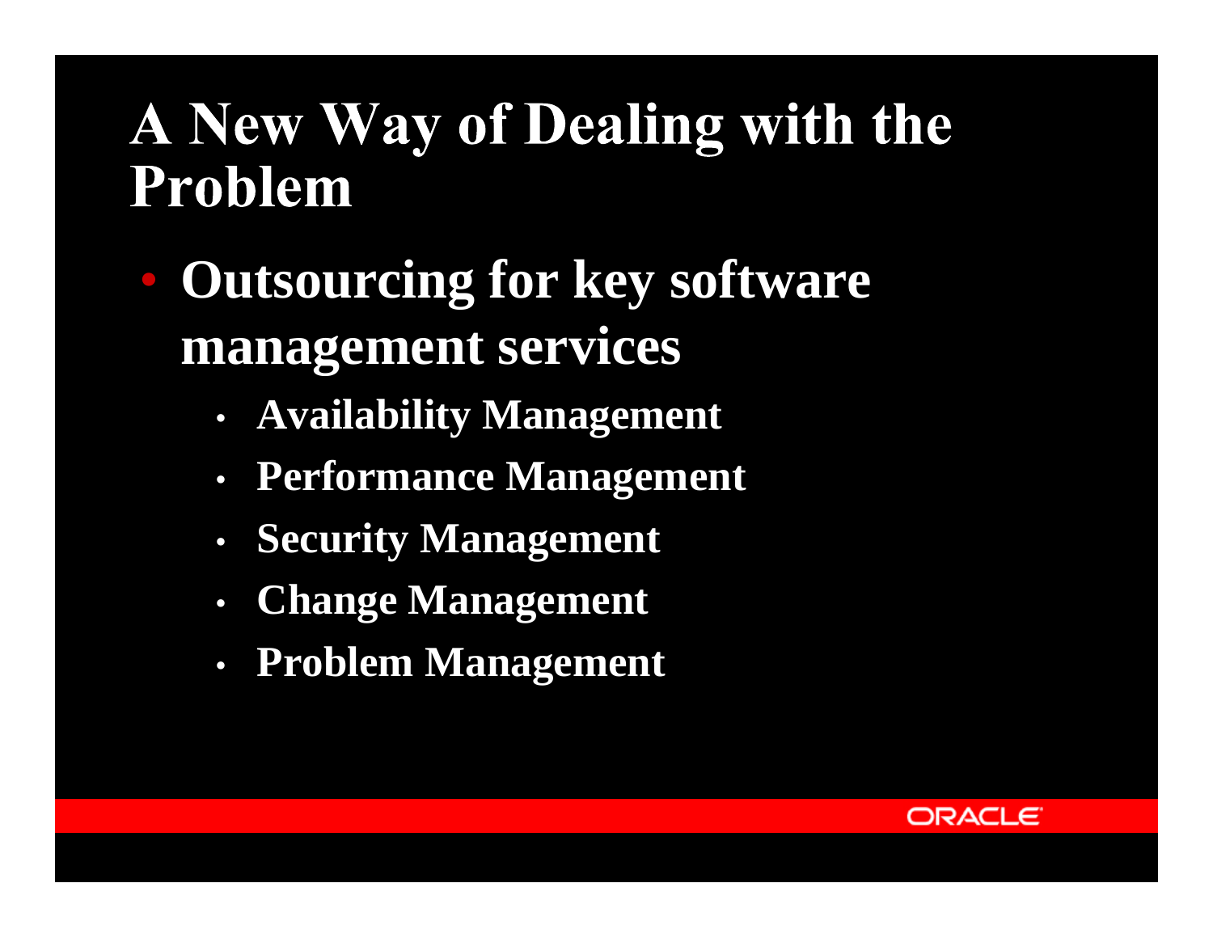# A New Way of Dealing with the Problem

- **Outsourcing for key software management services**
  - **Availability Management**
  - **Performance Management**
  - **Security Management**
  - **Change Management**
  - **Problem Management**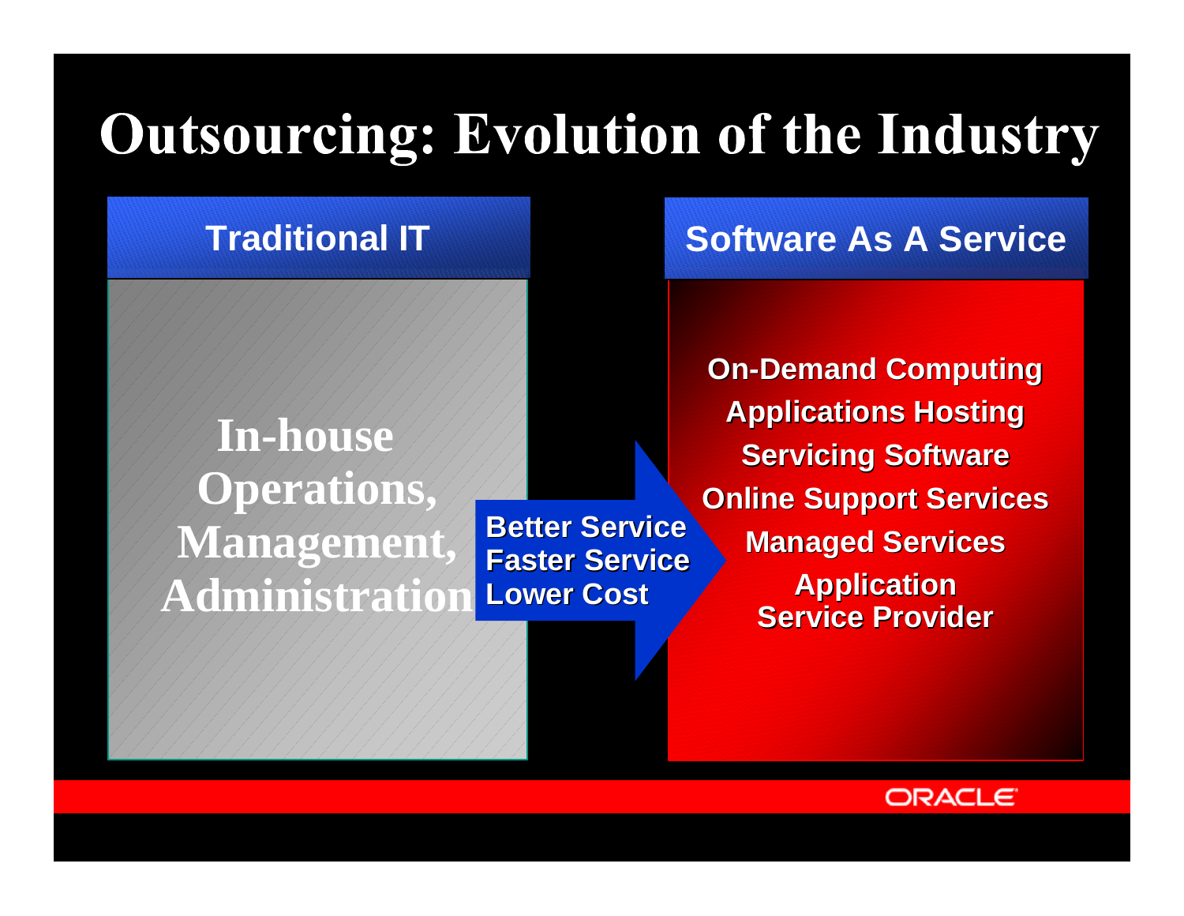# Outsourcing: Evolution of the Industry

## Traditional IT

In-house Operations, Management, Administration

**Better Service**
**Faster Service**
**Lower Cost**

## Software As A Service

- On-Demand Computing
- Applications Hosting
- Servicing Software
- Online Support Services
- Managed Services
- Application Service Provider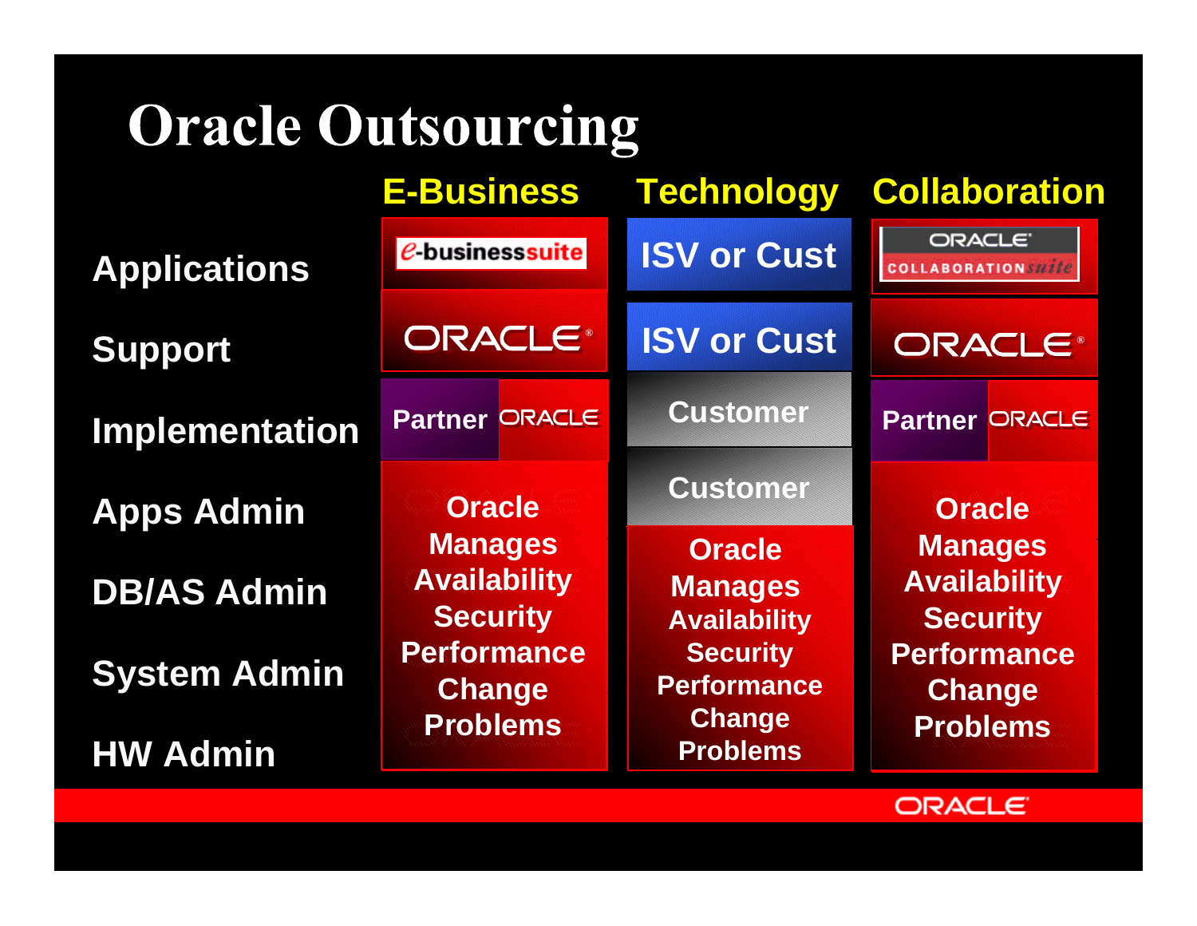# Oracle Outsourcing

| | E-Business | Technology | Collaboration |
|---|---|---|---|
| Applications | e-businesssuite | ISV or Cust | ORACLE COLLABORATION suite |
| Support | ORACLE | ISV or Cust | ORACLE |
| Implementation | Partner ORACLE | Customer | Partner ORACLE |
| Apps Admin | Oracle Manages Availability Security Performance Change Problems | Customer | Oracle Manages Availability Security Performance Change Problems |
| DB/AS Admin | | Oracle Manages Availability Security Performance Change Problems | |
| System Admin | | | |
| HW Admin | | | |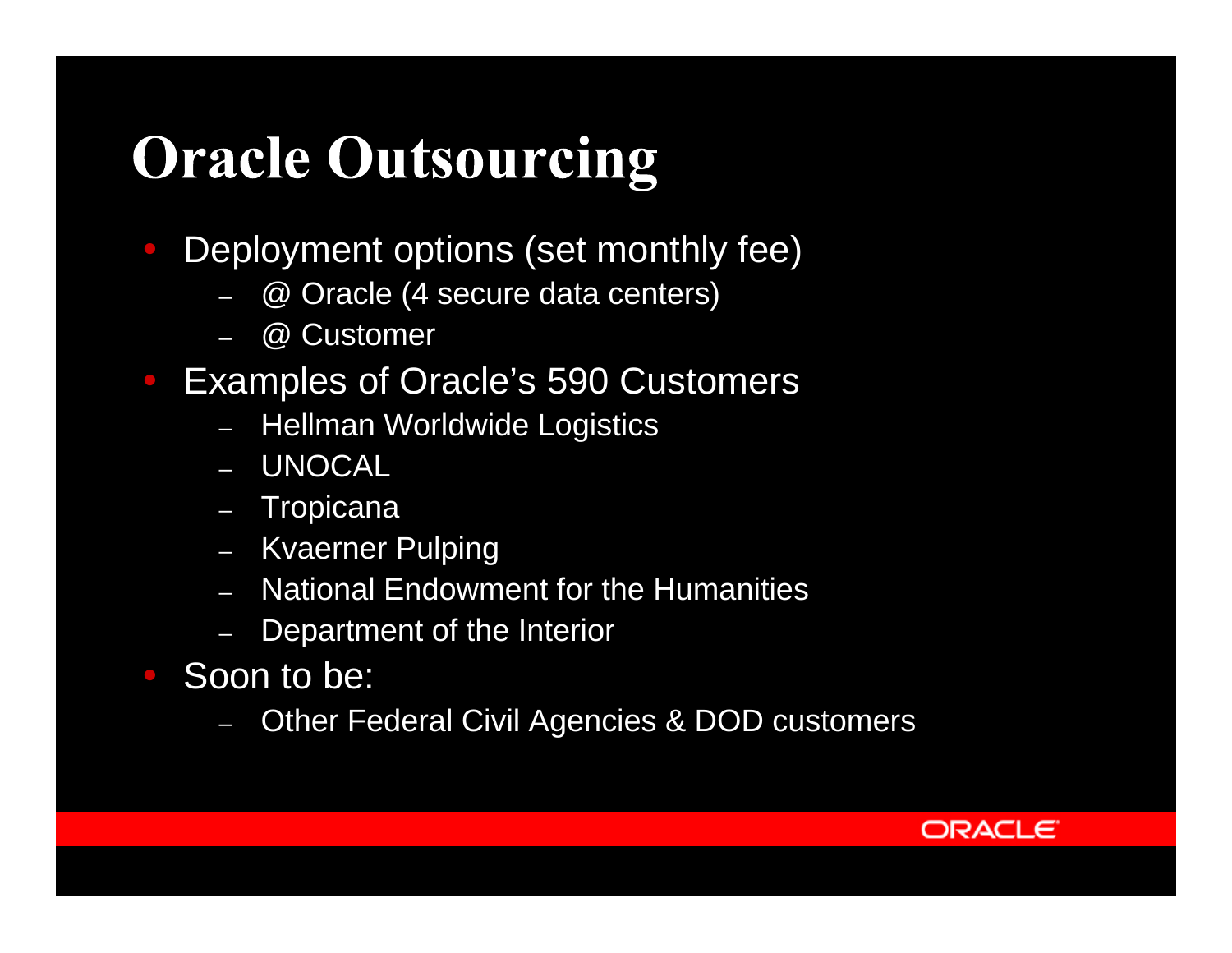# Oracle Outsourcing

- Deployment options (set monthly fee)
  - @ Oracle (4 secure data centers)
  - @ Customer
- Examples of Oracle's 590 Customers
  - Hellman Worldwide Logistics
  - UNOCAL
  - Tropicana
  - Kvaerner Pulping
  - National Endowment for the Humanities
  - Department of the Interior
- Soon to be:
  - Other Federal Civil Agencies & DOD customers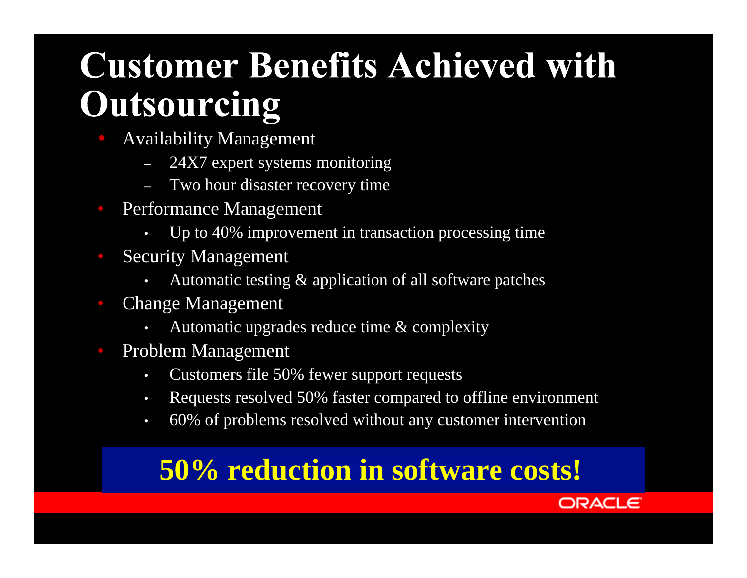# Customer Benefits Achieved with Outsourcing

- Availability Management
  - 24X7 expert systems monitoring
  - Two hour disaster recovery time
- Performance Management
  - Up to 40% improvement in transaction processing time
- Security Management
  - Automatic testing & application of all software patches
- Change Management
  - Automatic upgrades reduce time & complexity
- Problem Management
  - Customers file 50% fewer support requests
  - Requests resolved 50% faster compared to offline environment
  - 60% of problems resolved without any customer intervention

**50% reduction in software costs!**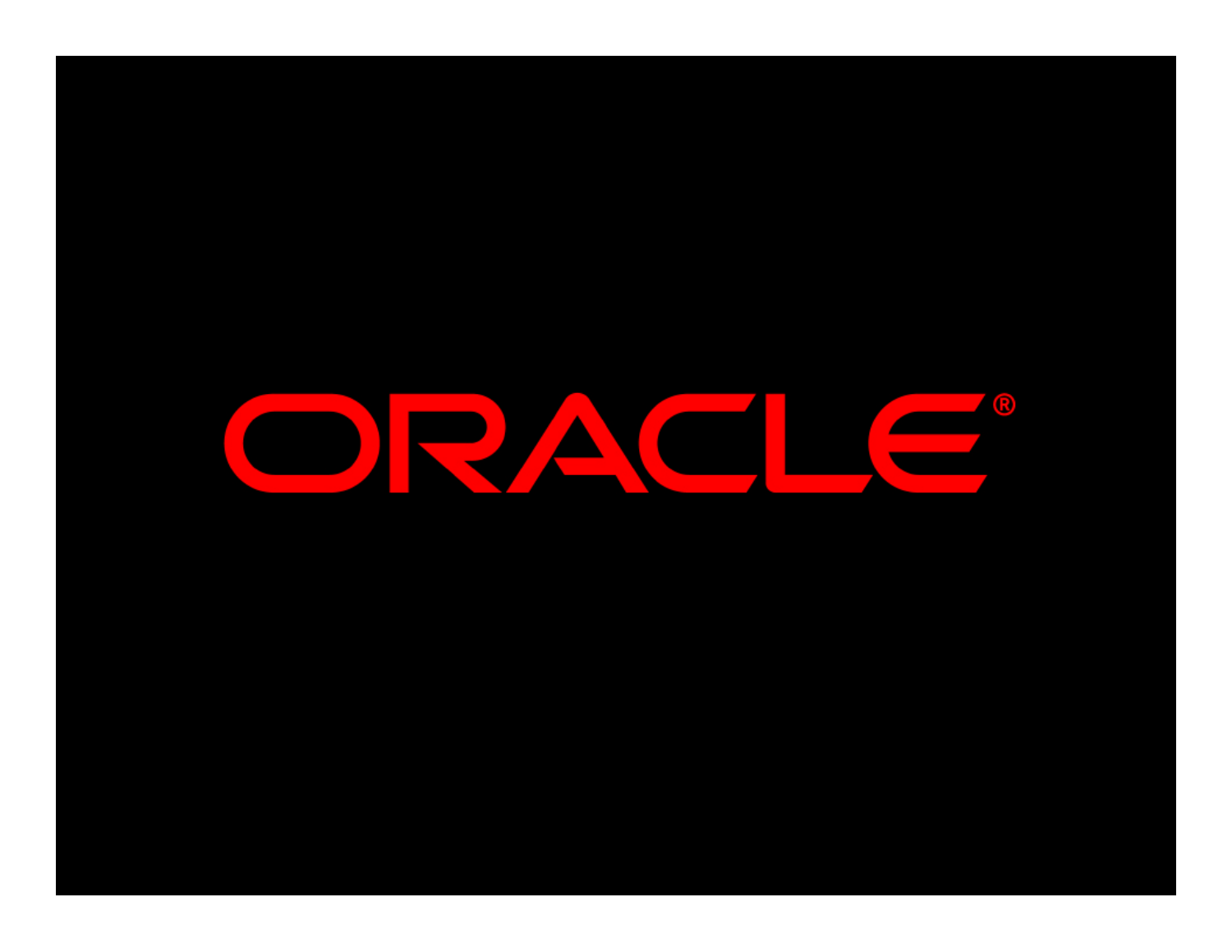ORACLE®